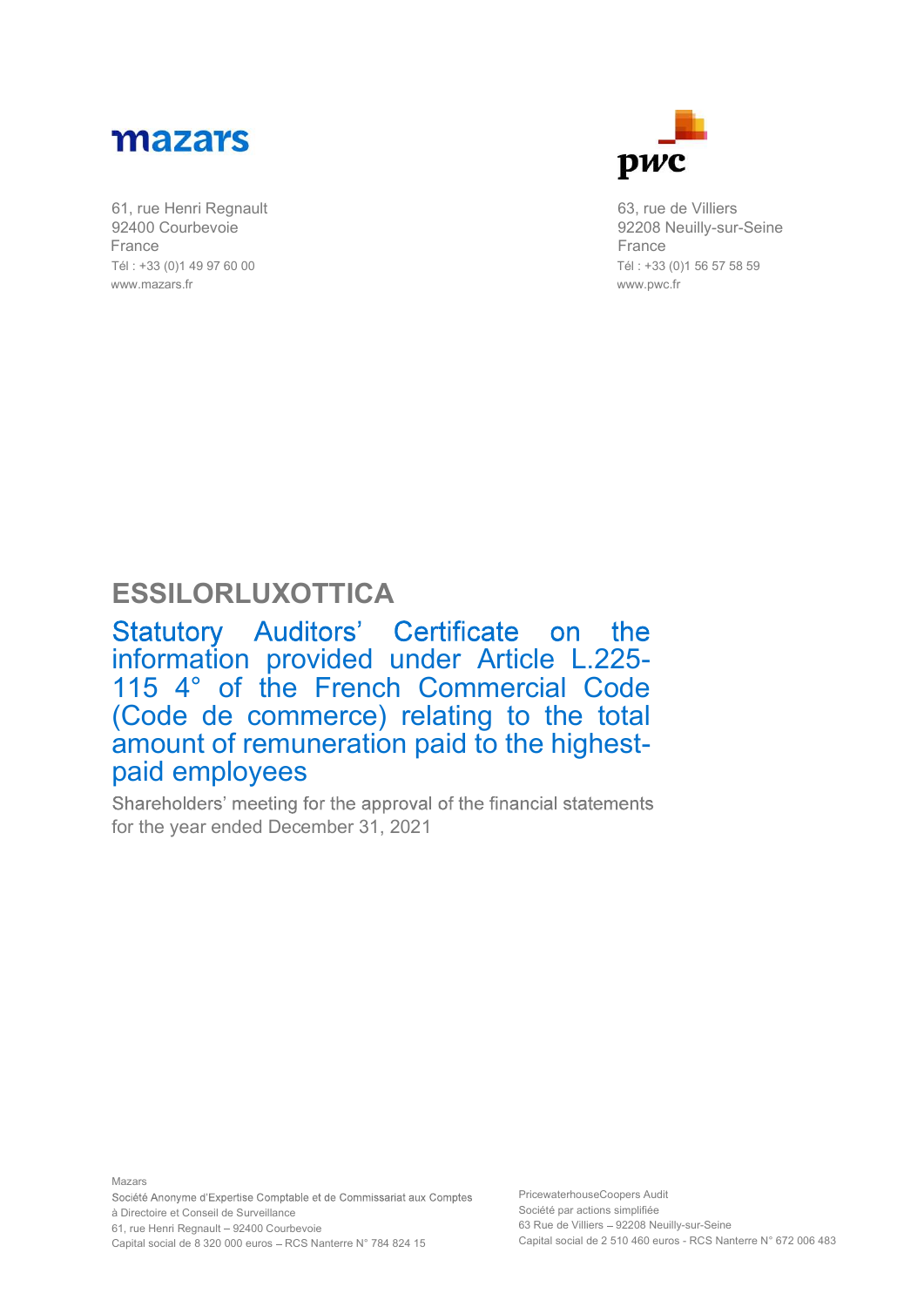mazars

61, rue Henri Regnault
92400 Courbevoie
France
Tél : +33 (0)1 49 97 60 00
www.mazars.fr

pwc

63, rue de Villiers
92208 Neuilly-sur-Seine
France
Tél : +33 (0)1 56 57 58 59
www.pwc.fr

# ESSILORLUXOTTICA

## Statutory Auditors' Certificate on the information provided under Article L.225-115 4° of the French Commercial Code (Code de commerce) relating to the total amount of remuneration paid to the highest-paid employees

Shareholders' meeting for the approval of the financial statements for the year ended December 31, 2021

Mazars
Société Anonyme d'Expertise Comptable et de Commissariat aux Comptes
à Directoire et Conseil de Surveillance
61, rue Henri Regnault – 92400 Courbevoie
Capital social de 8 320 000 euros – RCS Nanterre N° 784 824 15

PricewaterhouseCoopers Audit
Société par actions simplifiée
63 Rue de Villiers – 92208 Neuilly-sur-Seine
Capital social de 2 510 460 euros - RCS Nanterre N° 672 006 483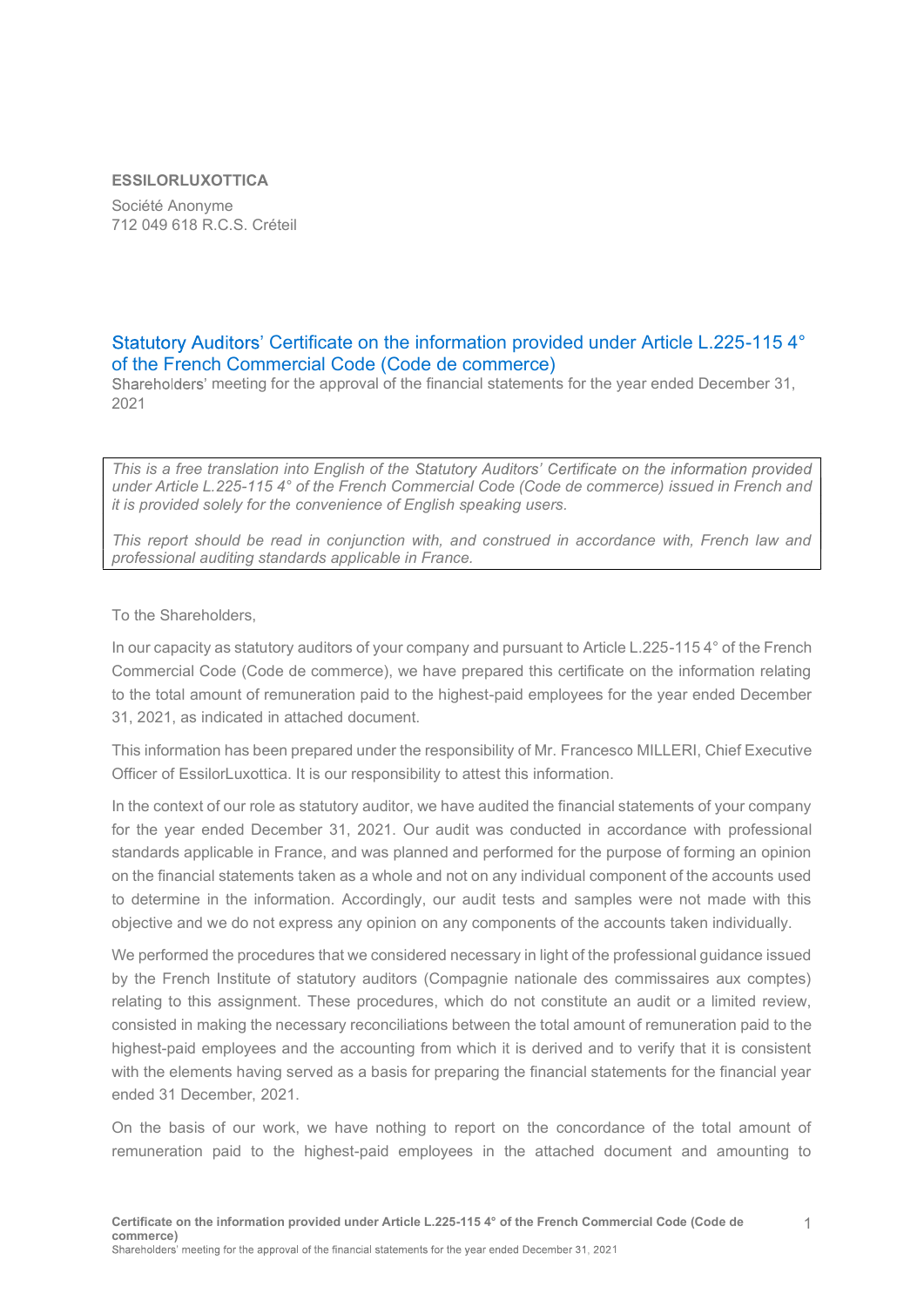**ESSILORLUXOTTICA**

Société Anonyme
712 049 618 R.C.S. Créteil

## Statutory Auditors' Certificate on the information provided under Article L.225-115 4° of the French Commercial Code (Code de commerce)

Shareholders' meeting for the approval of the financial statements for the year ended December 31, 2021

> *This is a free translation into English of the Statutory Auditors' Certificate on the information provided under Article L.225-115 4° of the French Commercial Code (Code de commerce) issued in French and it is provided solely for the convenience of English speaking users.*
>
> *This report should be read in conjunction with, and construed in accordance with, French law and professional auditing standards applicable in France.*

To the Shareholders,

In our capacity as statutory auditors of your company and pursuant to Article L.225-115 4° of the French Commercial Code (Code de commerce), we have prepared this certificate on the information relating to the total amount of remuneration paid to the highest-paid employees for the year ended December 31, 2021, as indicated in attached document.

This information has been prepared under the responsibility of Mr. Francesco MILLERI, Chief Executive Officer of EssilorLuxottica. It is our responsibility to attest this information.

In the context of our role as statutory auditor, we have audited the financial statements of your company for the year ended December 31, 2021. Our audit was conducted in accordance with professional standards applicable in France, and was planned and performed for the purpose of forming an opinion on the financial statements taken as a whole and not on any individual component of the accounts used to determine in the information. Accordingly, our audit tests and samples were not made with this objective and we do not express any opinion on any components of the accounts taken individually.

We performed the procedures that we considered necessary in light of the professional guidance issued by the French Institute of statutory auditors (Compagnie nationale des commissaires aux comptes) relating to this assignment. These procedures, which do not constitute an audit or a limited review, consisted in making the necessary reconciliations between the total amount of remuneration paid to the highest-paid employees and the accounting from which it is derived and to verify that it is consistent with the elements having served as a basis for preparing the financial statements for the financial year ended 31 December, 2021.

On the basis of our work, we have nothing to report on the concordance of the total amount of remuneration paid to the highest-paid employees in the attached document and amounting to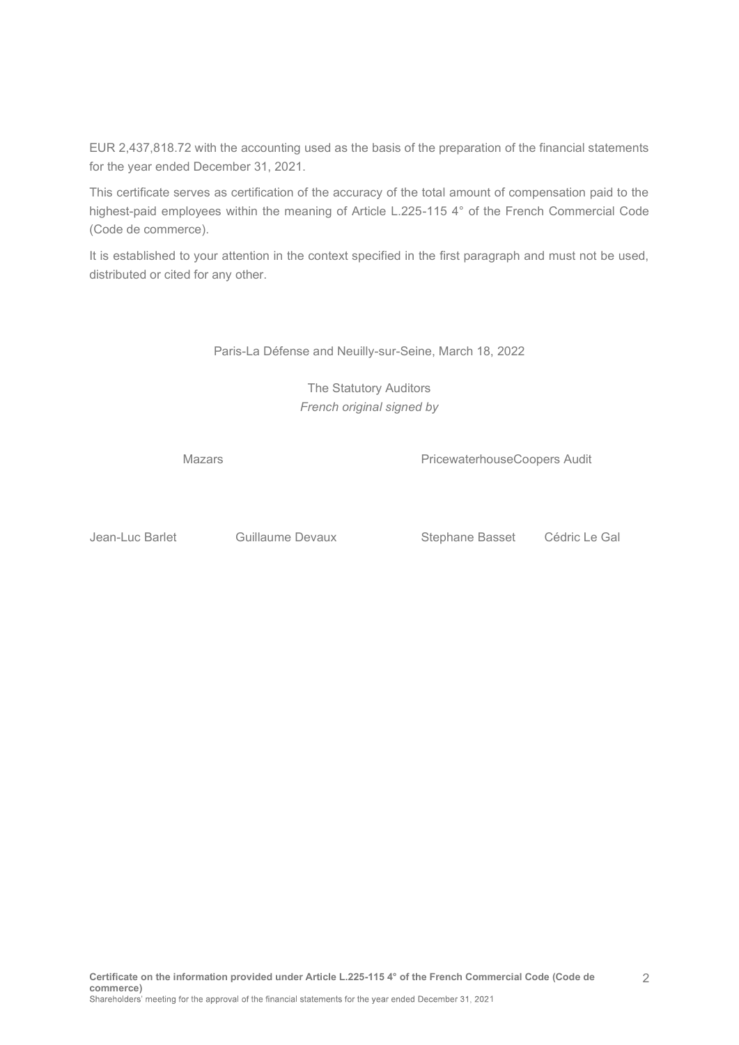EUR 2,437,818.72 with the accounting used as the basis of the preparation of the financial statements for the year ended December 31, 2021.

This certificate serves as certification of the accuracy of the total amount of compensation paid to the highest-paid employees within the meaning of Article L.225-115 4° of the French Commercial Code (Code de commerce).

It is established to your attention in the context specified in the first paragraph and must not be used, distributed or cited for any other.

Paris-La Défense and Neuilly-sur-Seine, March 18, 2022

The Statutory Auditors
*French original signed by*

Mazars

Jean-Luc Barlet    Guillaume Devaux

PricewaterhouseCoopers Audit

Stephane Basset    Cédric Le Gal